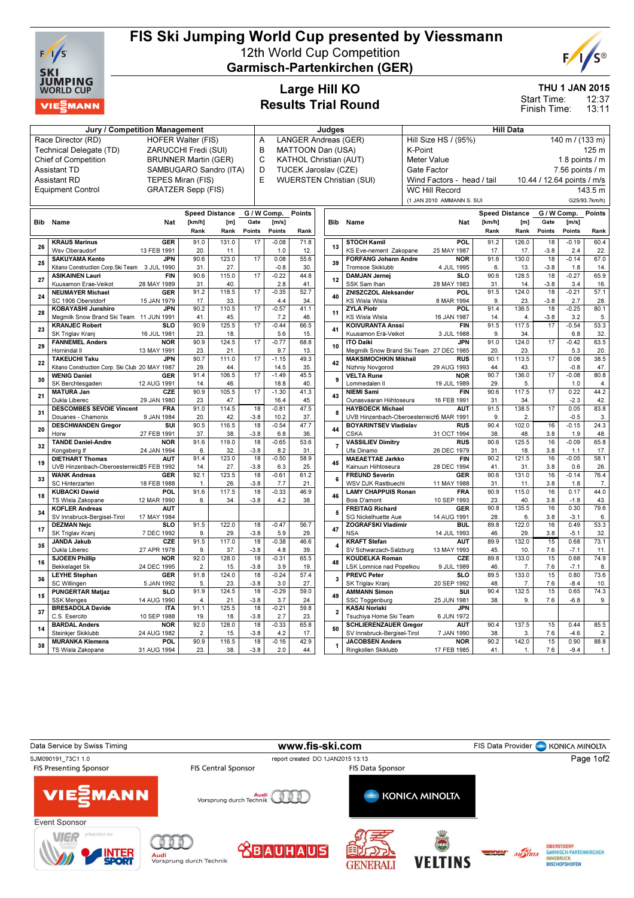# FIS Ski Jumping World Cup presented by Viessmann

12th World Cup Competition

**Garmisch-Partenkirchen (GER)**

## Large Hill KO
## Results Trial Round

**THU 1 JAN 2015**
Start Time: 12:37
Finish Time: 13:11

| Jury / Competition Management | | Judges | | Hill Data | |
|---|---|---|---|---|---|
| Race Director (RD) | HOFER Walter (FIS) | A | LANGER Andreas (GER) | Hill Size HS / (95%) | 140 m / (133 m) |
| Technical Delegate (TD) | ZARUCCHI Fredi (SUI) | B | MATTOON Dan (USA) | K-Point | 125 m |
| Chief of Competition | BRUNNER Martin (GER) | C | KATHOL Christian (AUT) | Meter Value | 1.8 points / m |
| Assistant TD | SAMBUGARO Sandro (ITA) | D | TUCEK Jaroslav (CZE) | Gate Factor | 7.56 points / m |
| Assistant RD | TEPES Miran (FIS) | E | WUERSTEN Christian (SUI) | Wind Factors - head / tail | 10.44 / 12.64 points / m/s |
| Equipment Control | GRATZER Sepp (FIS) | | | WC Hill Record | 143.5 m |
| | | | | (1 JAN 2010 AMMANN S. SUI) | G25/93.7km/h) |

| Bib | Name | Nat | Speed [km/h] | Distance [m] | G / W Comp. Gate | G / W Comp. [m/s] | Points |
|---|---|---|---|---|---|---|---|
| | Club | Date of birth | Rank | Rank | Points | Points | Rank |
| 26 | KRAUS Marinus | GER | 91.0 | 131.0 | 17 | -0.08 | 71.8 |
| | Wsv Oberaudorf | 13 FEB 1991 | 20. | 11. | | 1.0 | 12. |
| 25 | SAKUYAMA Kento | JPN | 90.6 | 123.0 | 17 | 0.08 | 55.6 |
| | Kitano Construction Corp.Ski Team | 3 JUL 1990 | 31. | 27. | | -0.8 | 30. |
| 27 | ASIKAINEN Lauri | FIN | 90.6 | 115.0 | 17 | -0.22 | 44.8 |
| | Kuusamon Erae-Veikot | 28 MAY 1989 | 31. | 40. | | 2.8 | 41. |
| 24 | NEUMAYER Michael | GER | 91.2 | 118.5 | 17 | -0.35 | 52.7 |
| | SC 1906 Oberstdorf | 15 JAN 1979 | 17. | 33. | | 4.4 | 34. |
| 28 | KOBAYASHI Junshiro | JPN | 90.2 | 110.5 | 17 | -0.57 | 41.1 |
| | Megmilk Snow Brand Ski Team | 11 JUN 1991 | 41. | 45. | | 7.2 | 46. |
| 23 | KRANJEC Robert | SLO | 90.9 | 125.5 | 17 | -0.44 | 66.5 |
| | SK Triglav Kranj | 16 JUL 1981 | 23. | 18. | | 5.6 | 15. |
| 29 | FANNEMEL Anders | NOR | 90.9 | 124.5 | 17 | -0.77 | 68.8 |
| | Hornindal Il | 13 MAY 1991 | 23. | 21. | | 9.7 | 13. |
| 22 | TAKEUCHI Taku | JPN | 90.7 | 111.0 | 17 | -1.15 | 49.3 |
| | Kitano Construction Corp. Ski Club | 20 MAY 1987 | 29. | 44. | | 14.5 | 35. |
| 30 | WENIG Daniel | GER | 91.4 | 106.5 | 17 | -1.49 | 45.5 |
| | SK Berchtesgaden | 12 AUG 1991 | 14. | 46. | | 18.8 | 40. |
| 21 | MATURA Jan | CZE | 90.9 | 105.5 | 17 | -1.30 | 41.3 |
| | Dukla Liberec | 29 JAN 1980 | 23. | 47. | | 16.4 | 45. |
| 31 | DESCOMBES SEVOIE Vincent | FRA | 91.0 | 114.5 | 18 | -0.81 | 47.5 |
| | Douanes - Chamonix | 9 JAN 1984 | 20. | 42. | -3.8 | 10.2 | 37. |
| 20 | DESCHWANDEN Gregor | SUI | 90.5 | 116.5 | 18 | -0.54 | 47.7 |
| | Horw | 27 FEB 1991 | 37. | 38. | -3.8 | 6.8 | 36. |
| 32 | TANDE Daniel-Andre | NOR | 91.6 | 119.0 | 18 | -0.65 | 53.6 |
| | Kongsberg If | 24 JAN 1994 | 6. | 32. | -3.8 | 8.2 | 31. |
| 19 | DIETHART Thomas | AUT | 91.4 | 123.0 | 18 | -0.50 | 58.9 |
| | UVB Hinzenbach-Oberoesterreich | 25 FEB 1992 | 14. | 27. | -3.8 | 6.3 | 25. |
| 33 | WANK Andreas | GER | 92.1 | 123.5 | 18 | -0.61 | 61.2 |
| | SC Hinterzarten | 18 FEB 1988 | 1. | 26. | -3.8 | 7.7 | 21. |
| 18 | KUBACKI Dawid | POL | 91.6 | 117.5 | 18 | -0.33 | 46.9 |
| | TS Wisla Zakopane | 12 MAR 1990 | 6. | 34. | -3.8 | 4.2 | 38. |
| 34 | KOFLER Andreas | AUT | | | | | |
| | SV Innsbruck-Bergisel-Tirol | 17 MAY 1984 | | | | | |
| 17 | DEZMAN Nejc | SLO | 91.5 | 122.0 | 18 | -0.47 | 56.7 |
| | SK Triglav Kranj | 7 DEC 1992 | 9. | 29. | -3.8 | 5.9 | 29. |
| 35 | JANDA Jakub | CZE | 91.5 | 117.0 | 18 | -0.38 | 46.6 |
| | Dukla Liberec | 27 APR 1978 | 9. | 37. | -3.8 | 4.8 | 39. |
| 16 | SJOEEN Phillip | NOR | 92.0 | 128.0 | 18 | -0.31 | 65.5 |
| | Bekkelaget Sk | 24 DEC 1995 | 2. | 15. | -3.8 | 3.9 | 19. |
| 36 | LEYHE Stephan | GER | 91.8 | 124.0 | 18 | -0.24 | 57.4 |
| | SC Willingen | 5 JAN 1992 | 5. | 23. | -3.8 | 3.0 | 27. |
| 15 | PUNGERTAR Matjaz | SLO | 91.9 | 124.5 | 18 | -0.29 | 59.0 |
| | SSK Menges | 14 AUG 1990 | 4. | 21. | -3.8 | 3.7 | 24. |
| 37 | BRESADOLA Davide | ITA | 91.1 | 125.5 | 18 | -0.21 | 59.8 |
| | C.S. Esercito | 10 SEP 1988 | 19. | 18. | -3.8 | 2.7 | 23. |
| 14 | BARDAL Anders | NOR | 92.0 | 128.0 | 18 | -0.33 | 65.8 |
| | Steinkjer Skiklubb | 24 AUG 1982 | 2. | 15. | -3.8 | 4.2 | 17. |
| 38 | MURANKA Klemens | POL | 90.9 | 116.5 | 18 | -0.16 | 42.9 |
| | TS Wisla Zakopane | 31 AUG 1994 | 23. | 38. | -3.8 | 2.0 | 44. |
| 13 | STOCH Kamil | POL | 91.2 | 126.0 | 18 | -0.19 | 60.4 |
| | KS Eve-nement Zakopane | 25 MAY 1987 | 17. | 17. | -3.8 | 2.4 | 22. |
| 39 | FORFANG Johann Andre | NOR | 91.6 | 130.0 | 18 | -0.14 | 67.0 |
| | Tromsoe Skiklubb | 4 JUL 1995 | 6. | 13. | -3.8 | 1.8 | 14. |
| 12 | DAMJAN Jernej | SLO | 90.6 | 128.5 | 18 | -0.27 | 65.9 |
| | SSK Sam Ihan | 28 MAY 1983 | 31. | 14. | -3.8 | 3.4 | 16. |
| 40 | ZNISZCZOL Aleksander | POL | 91.5 | 124.0 | 18 | -0.21 | 57.1 |
| | KS Wisla Wisla | 8 MAR 1994 | 9. | 23. | -3.8 | 2.7 | 28. |
| 11 | ZYLA Piotr | POL | 91.4 | 136.5 | 18 | -0.25 | 80.1 |
| | KS Wisla Wisla | 16 JAN 1987 | 14. | 4. | -3.8 | 3.2 | 5. |
| 41 | KOIVURANTA Anssi | FIN | 91.5 | 117.5 | 17 | -0.54 | 53.3 |
| | Kuusamon Erä-Veikot | 3 JUL 1988 | 9. | 34. | | 6.8 | 32. |
| 10 | ITO Daiki | JPN | 91.0 | 124.0 | 17 | -0.42 | 63.5 |
| | Megmilk Snow Brand Ski Team | 27 DEC 1985 | 20. | 23. | | 5.3 | 20. |
| 42 | MAKSIMOCHKIN Mikhail | RUS | 90.1 | 113.5 | 17 | 0.08 | 38.5 |
| | Nizhniy Novgorod | 29 AUG 1993 | 44. | 43. | | -0.8 | 47. |
| 9 | VELTA Rune | NOR | 90.7 | 136.0 | 17 | -0.08 | 80.8 |
| | Lommedalen Il | 19 JUL 1989 | 29. | 5. | | 1.0 | 4. |
| 43 | NIEMI Sami | FIN | 90.6 | 117.5 | 17 | 0.22 | 44.2 |
| | Ounasvaaran Hiihtoseura | 16 FEB 1991 | 31. | 34. | | -2.3 | 42. |
| 8 | HAYBOECK Michael | AUT | 91.5 | 138.5 | 17 | 0.05 | 83.8 |
| | UVB Hinzenbach-Oberoesterreich | 5 MAR 1991 | 9. | 2. | | -0.5 | 3. |
| 44 | BOYARINTSEV Vladislav | RUS | 90.4 | 102.0 | 16 | -0.15 | 24.3 |
| | CSKA | 31 OCT 1994 | 38. | 48. | 3.8 | 1.9 | 48. |
| 7 | VASSILIEV Dimitry | RUS | 90.6 | 125.5 | 16 | -0.09 | 65.8 |
| | Ufa Dinamo | 26 DEC 1979 | 31. | 18. | 3.8 | 1.1 | 17. |
| 45 | MAEAETTAE Jarkko | FIN | 90.2 | 121.5 | 16 | -0.05 | 58.1 |
| | Kainuun Hiihtoseura | 28 DEC 1994 | 41. | 31. | 3.8 | 0.6 | 26. |
| 6 | FREUND Severin | GER | 90.6 | 131.0 | 16 | -0.14 | 76.4 |
| | WSV DJK Rastbuechl | 11 MAY 1988 | 31. | 11. | 3.8 | 1.8 | 7. |
| 46 | LAMY CHAPPUIS Ronan | FRA | 90.9 | 115.0 | 16 | 0.17 | 44.0 |
| | Bois D'amont | 10 SEP 1993 | 23. | 40. | 3.8 | -1.8 | 43. |
| 5 | FREITAG Richard | GER | 90.8 | 135.5 | 16 | 0.30 | 79.6 |
| | SG Nickelhuette Aue | 14 AUG 1991 | 28. | 6. | 3.8 | -3.1 | 6. |
| 47 | ZOGRAFSKI Vladimir | BUL | 89.8 | 122.0 | 16 | 0.49 | 53.3 |
| | NSA | 14 JUL 1993 | 46. | 29. | 3.8 | -5.1 | 32. |
| 4 | KRAFT Stefan | AUT | 89.9 | 132.0 | 15 | 0.68 | 73.1 |
| | SV Schwarzach-Salzburg | 13 MAY 1993 | 45. | 10. | 7.6 | -7.1 | 11. |
| 48 | KOUDELKA Roman | CZE | 89.8 | 133.0 | 15 | 0.68 | 74.9 |
| | LSK Lomnice nad Popelkou | 9 JUL 1989 | 46. | 7. | 7.6 | -7.1 | 8. |
| 3 | PREVC Peter | SLO | 89.5 | 133.0 | 15 | 0.80 | 73.6 |
| | SK Triglav Kranj | 20 SEP 1992 | 48. | 7. | 7.6 | -8.4 | 10. |
| 49 | AMMANN Simon | SUI | 90.4 | 132.5 | 15 | 0.65 | 74.3 |
| | SSC Toggenburg | 25 JUN 1981 | 38. | 9. | 7.6 | -6.8 | 9. |
| 2 | KASAI Noriaki | JPN | | | | | |
| | Tsuchiya Home Ski Team | 6 JUN 1972 | | | | | |
| 50 | SCHLIERENZAUER Gregor | AUT | 90.4 | 137.5 | 15 | 0.44 | 85.5 |
| | SV Innsbruck-Bergisel-Tirol | 7 JAN 1990 | 38. | 3. | 7.6 | -4.6 | 2. |
| 1 | JACOBSEN Anders | NOR | 90.2 | 142.0 | 15 | 0.90 | 88.8 |
| | Ringkollen Skiklubb | 17 FEB 1985 | 41. | 1. | 7.6 | -9.4 | 1. |

Data Service by Swiss Timing — www.fis-ski.com — FIS Data Provider KONICA MINOLTA

SJM090191_73C1 1.0 — report created DO 1JAN2015 13:13

FIS Presenting Sponsor: VIESSMANN — FIS Central Sponsor: Audi Vorsprung durch Technik — FIS Data Sponsor: KONICA MINOLTA

Event Sponsor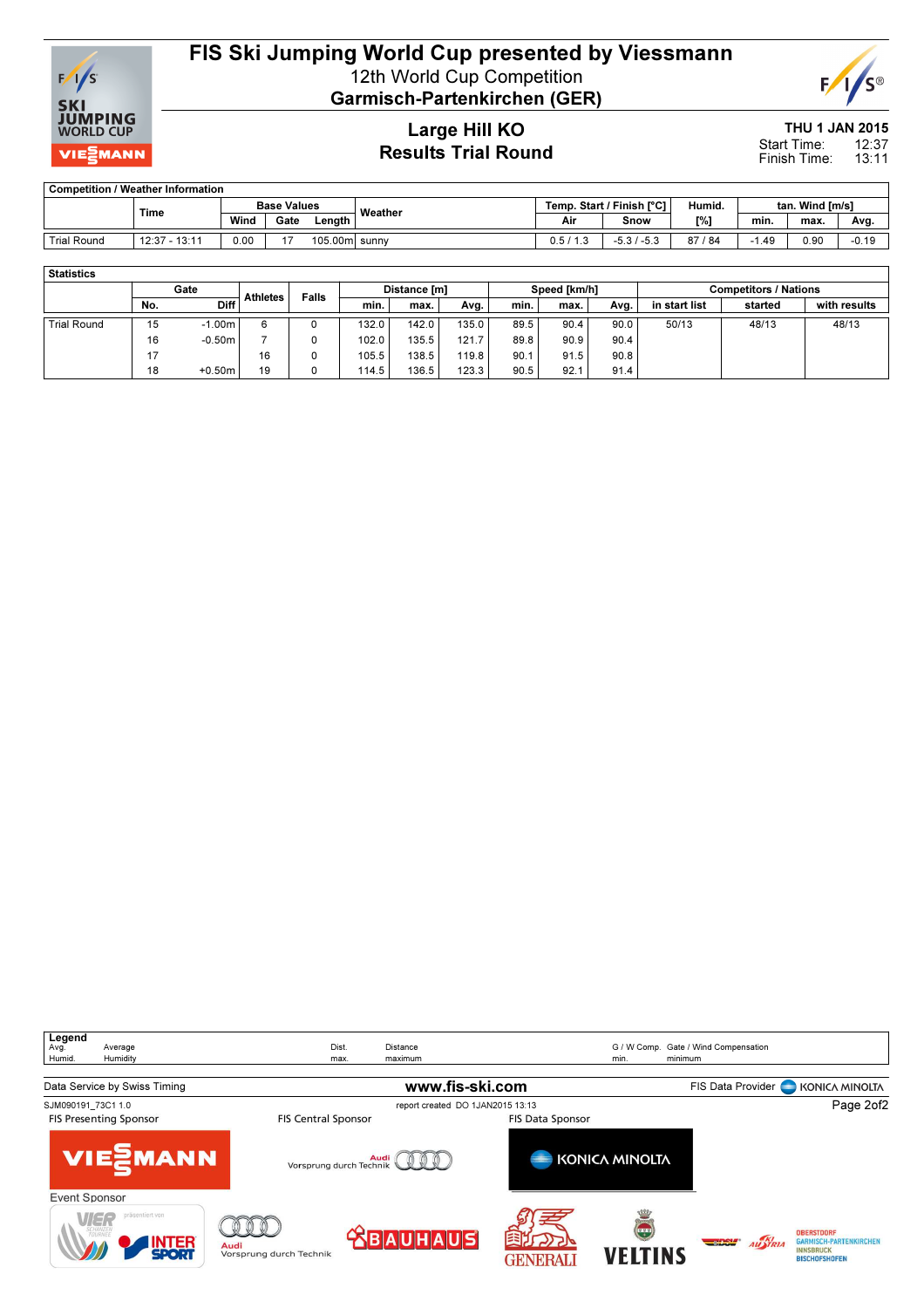# FIS Ski Jumping World Cup presented by Viessmann

12th World Cup Competition

**Garmisch-Partenkirchen (GER)**

## Large Hill KO
## Results Trial Round

THU 1 JAN 2015
Start Time: 12:37
Finish Time: 13:11

**Competition / Weather Information**

| | Time | Base Values | | | Weather | Temp. Start / Finish [°C] | | Humid. | tan. Wind [m/s] | | |
|---|---|---|---|---|---|---|---|---|---|---|---|
| | | Wind | Gate | Length | | Air | Snow | [%] | min. | max. | Avg. |
| Trial Round | 12:37 - 13:11 | 0.00 | 17 | 105.00m | sunny | 0.5 / 1.3 | -5.3 / -5.3 | 87 / 84 | -1.49 | 0.90 | -0.19 |

**Statistics**

| | Gate | | Athletes | Falls | Distance [m] | | | Speed [km/h] | | | Competitors / Nations | | |
|---|---|---|---|---|---|---|---|---|---|---|---|---|---|
| | No. | Diff | | | min. | max. | Avg. | min. | max. | Avg. | in start list | started | with results |
| Trial Round | 15 | -1.00m | 6 | 0 | 132.0 | 142.0 | 135.0 | 89.5 | 90.4 | 90.0 | 50/13 | 48/13 | 48/13 |
| | 16 | -0.50m | 7 | 0 | 102.0 | 135.5 | 121.7 | 89.8 | 90.9 | 90.4 | | | |
| | 17 | | 16 | 0 | 105.5 | 138.5 | 119.8 | 90.1 | 91.5 | 90.8 | | | |
| | 18 | +0.50m | 19 | 0 | 114.5 | 136.5 | 123.3 | 90.5 | 92.1 | 91.4 | | | |

**Legend**

| | | | | | |
|---|---|---|---|---|---|
| Avg. | Average | Dist. | Distance | G / W Comp. | Gate / Wind Compensation |
| Humid. | Humidity | max. | maximum | min. | minimum |

Data Service by Swiss Timing — www.fis-ski.com — FIS Data Provider KONICA MINOLTA

SJM090191_73C1 1.0 — report created DO 1JAN2015 13:13

FIS Presenting Sponsor: VIESSMANN — FIS Central Sponsor: Audi Vorsprung durch Technik — FIS Data Sponsor: KONICA MINOLTA

Event Sponsor: VIER SCHANZEN TOURNEE präsentiert von INTERSPORT, Audi Vorsprung durch Technik, BAUHAUS, GENERALI, VELTINS, OBERSTDORF GARMISCH-PARTENKIRCHEN INNSBRUCK BISCHOFSHOFEN